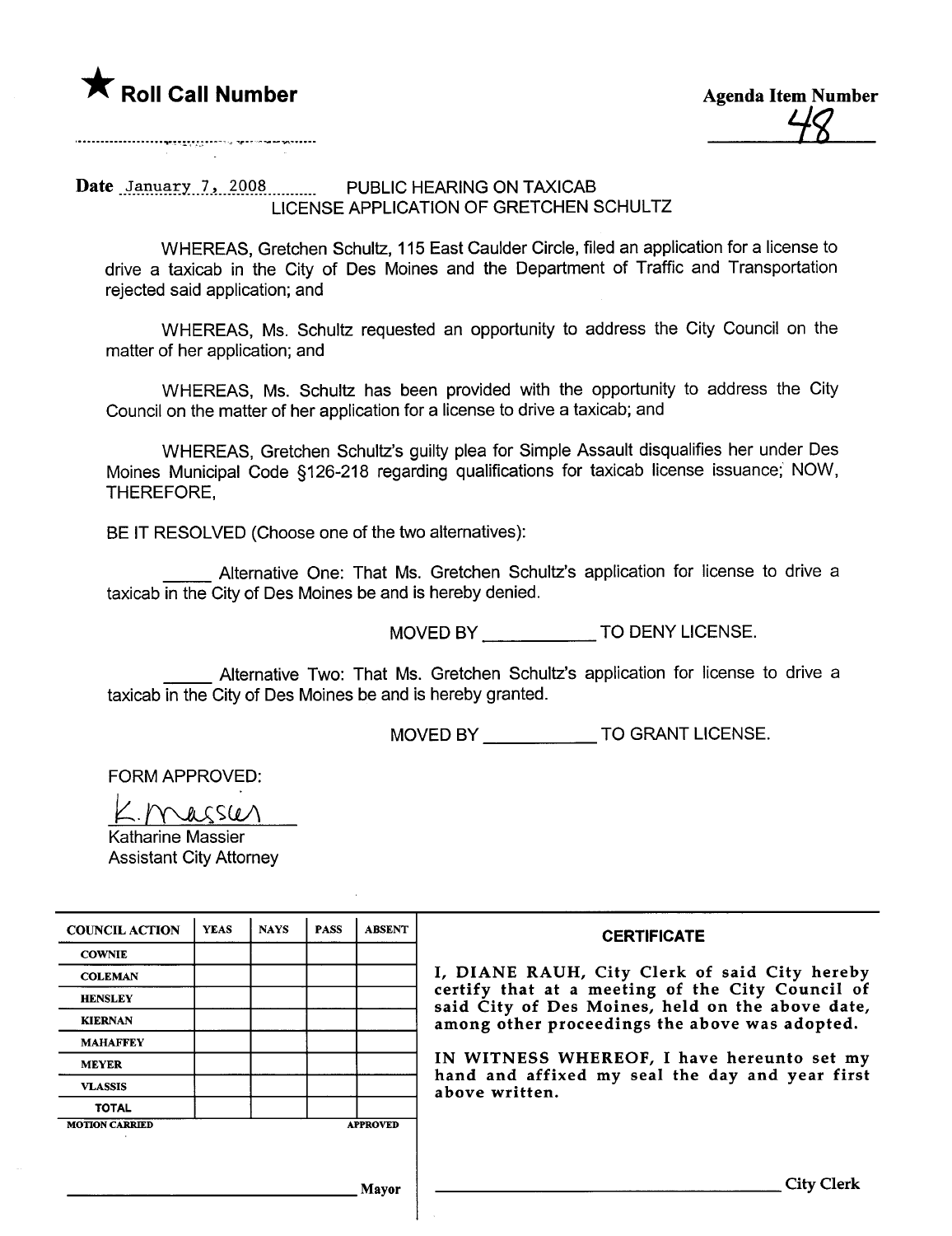★ **Roll Call Number**

**Agenda Item Number**

48

**Date** January 7, 2008 PUBLIC HEARING ON TAXICAB LICENSE APPLICATION OF GRETCHEN SCHULTZ

WHEREAS, Gretchen Schultz, 115 East Caulder Circle, filed an application for a license to drive a taxicab in the City of Des Moines and the Department of Traffic and Transportation rejected said application; and

WHEREAS, Ms. Schultz requested an opportunity to address the City Council on the matter of her application; and

WHEREAS, Ms. Schultz has been provided with the opportunity to address the City Council on the matter of her application for a license to drive a taxicab; and

WHEREAS, Gretchen Schultz's guilty plea for Simple Assault disqualifies her under Des Moines Municipal Code §126-218 regarding qualifications for taxicab license issuance; NOW, THEREFORE,

BE IT RESOLVED (Choose one of the two alternatives):

_____ Alternative One: That Ms. Gretchen Schultz's application for license to drive a taxicab in the City of Des Moines be and is hereby denied.

MOVED BY ____________ TO DENY LICENSE.

_____ Alternative Two: That Ms. Gretchen Schultz's application for license to drive a taxicab in the City of Des Moines be and is hereby granted.

MOVED BY ____________ TO GRANT LICENSE.

FORM APPROVED:

K. Massier
Katharine Massier
Assistant City Attorney

| COUNCIL ACTION | YEAS | NAYS | PASS | ABSENT |
|---|---|---|---|---|
| COWNIE | | | | |
| COLEMAN | | | | |
| HENSLEY | | | | |
| KIERNAN | | | | |
| MAHAFFEY | | | | |
| MEYER | | | | |
| VLASSIS | | | | |
| TOTAL | | | | |
| MOTION CARRIED | | | | APPROVED |

______________________ Mayor

**CERTIFICATE**

I, DIANE RAUH, City Clerk of said City hereby certify that at a meeting of the City Council of said City of Des Moines, held on the above date, among other proceedings the above was adopted.

IN WITNESS WHEREOF, I have hereunto set my hand and affixed my seal the day and year first above written.

______________________ City Clerk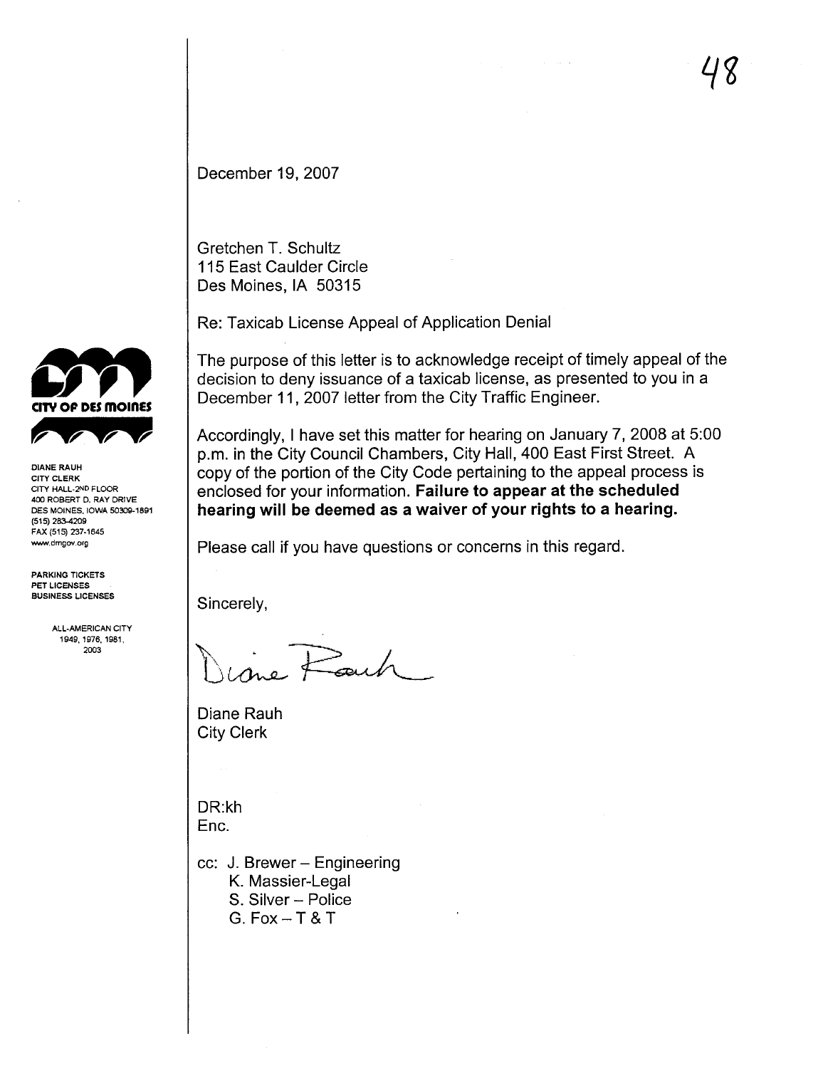48

**CITY OF DES MOINES**

DIANE RAUH
CITY CLERK
CITY HALL-2ND FLOOR
400 ROBERT D. RAY DRIVE
DES MOINES, IOWA 50309-1891
(515) 283-4209
FAX (515) 237-1645
www.dmgov.org

PARKING TICKETS
PET LICENSES
BUSINESS LICENSES

ALL-AMERICAN CITY
1949, 1976, 1981, 2003

December 19, 2007

Gretchen T. Schultz
115 East Caulder Circle
Des Moines, IA 50315

Re: Taxicab License Appeal of Application Denial

The purpose of this letter is to acknowledge receipt of timely appeal of the decision to deny issuance of a taxicab license, as presented to you in a December 11, 2007 letter from the City Traffic Engineer.

Accordingly, I have set this matter for hearing on January 7, 2008 at 5:00 p.m. in the City Council Chambers, City Hall, 400 East First Street. A copy of the portion of the City Code pertaining to the appeal process is enclosed for your information. **Failure to appear at the scheduled hearing will be deemed as a waiver of your rights to a hearing.**

Please call if you have questions or concerns in this regard.

Sincerely,

Diane Rauh

Diane Rauh
City Clerk

DR:kh
Enc.

cc: J. Brewer – Engineering
K. Massier-Legal
S. Silver – Police
G. Fox – T & T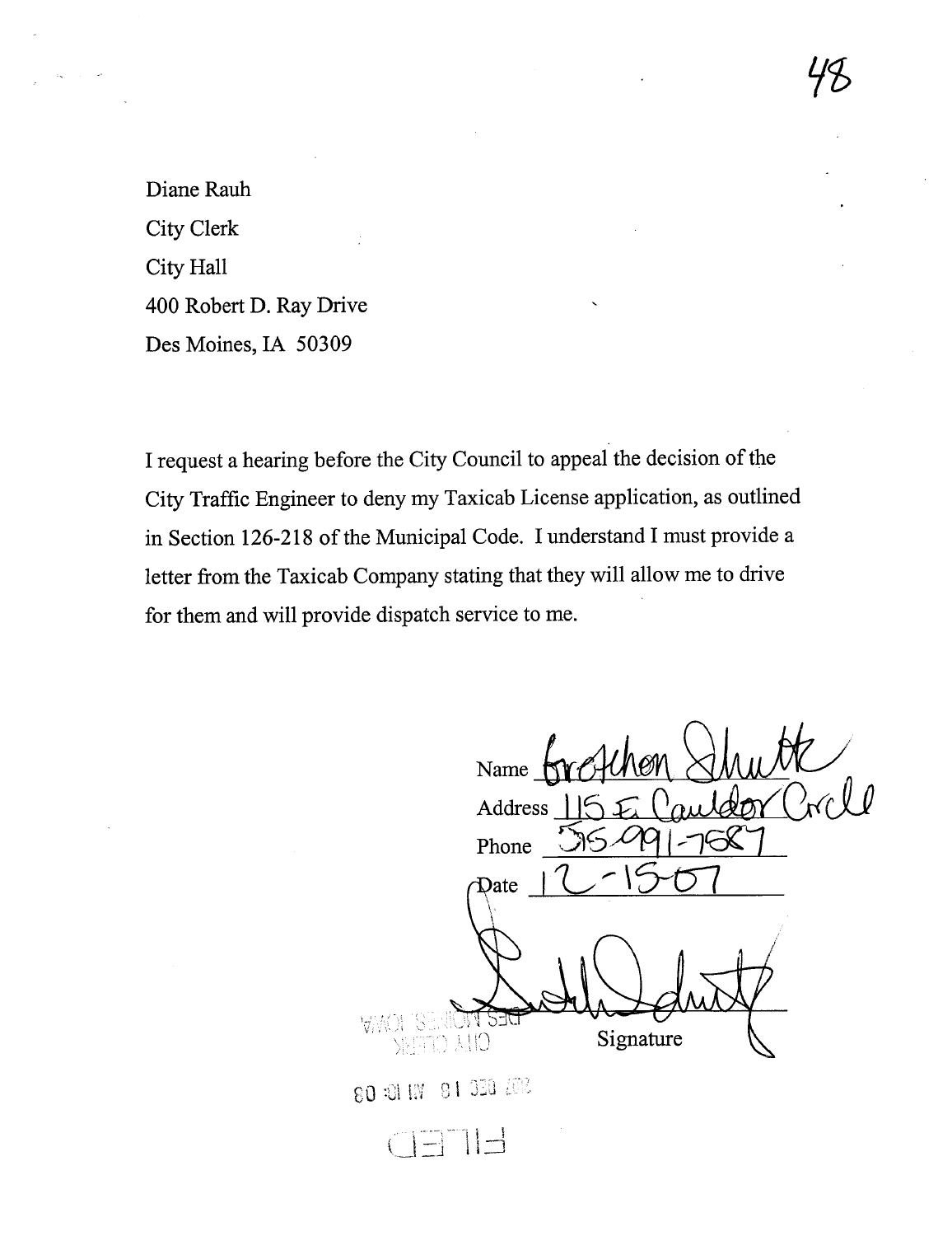48

Diane Rauh
City Clerk
City Hall
400 Robert D. Ray Drive
Des Moines, IA 50309

I request a hearing before the City Council to appeal the decision of the City Traffic Engineer to deny my Taxicab License application, as outlined in Section 126-218 of the Municipal Code. I understand I must provide a letter from the Taxicab Company stating that they will allow me to drive for them and will provide dispatch service to me.

Name Gretchen Shutt
Address 115 E. Caulder Circle
Phone 515-991-7687
Date 12-15-07

Signature

DES MOINES, IOWA
CITY CLERK

2007 DEC 18 AM 10: 03

FILED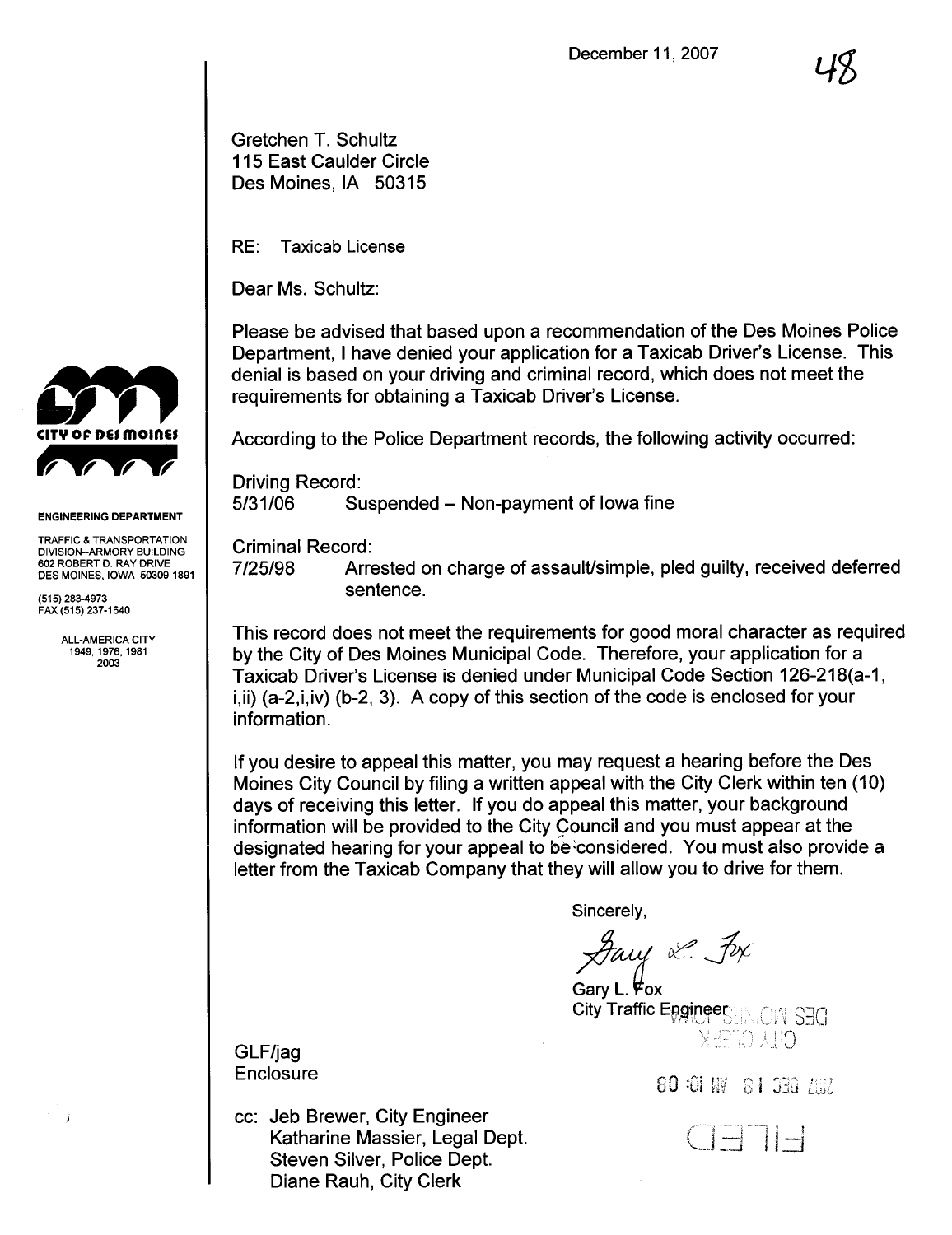December 11, 2007

48

**CITY OF DES MOINES**

**ENGINEERING DEPARTMENT**

TRAFFIC & TRANSPORTATION DIVISION–ARMORY BUILDING
602 ROBERT D. RAY DRIVE
DES MOINES, IOWA 50309-1891

(515) 283-4973
FAX (515) 237-1640

ALL-AMERICA CITY
1949, 1976, 1981
2003

Gretchen T. Schultz
115 East Caulder Circle
Des Moines, IA 50315

RE: Taxicab License

Dear Ms. Schultz:

Please be advised that based upon a recommendation of the Des Moines Police Department, I have denied your application for a Taxicab Driver's License. This denial is based on your driving and criminal record, which does not meet the requirements for obtaining a Taxicab Driver's License.

According to the Police Department records, the following activity occurred:

Driving Record:
5/31/06 Suspended – Non-payment of Iowa fine

Criminal Record:
7/25/98 Arrested on charge of assault/simple, pled guilty, received deferred sentence.

This record does not meet the requirements for good moral character as required by the City of Des Moines Municipal Code. Therefore, your application for a Taxicab Driver's License is denied under Municipal Code Section 126-218(a-1, i,ii) (a-2,i,iv) (b-2, 3). A copy of this section of the code is enclosed for your information.

If you desire to appeal this matter, you may request a hearing before the Des Moines City Council by filing a written appeal with the City Clerk within ten (10) days of receiving this letter. If you do appeal this matter, your background information will be provided to the City Council and you must appear at the designated hearing for your appeal to be considered. You must also provide a letter from the Taxicab Company that they will allow you to drive for them.

Sincerely,

Gary L. Fox

Gary L. Fox
City Traffic Engineer

GLF/jag
Enclosure

cc: Jeb Brewer, City Engineer
Katharine Massier, Legal Dept.
Steven Silver, Police Dept.
Diane Rauh, City Clerk

FILED
2007 DEC 18 AM 10:08
CITY CLERK
DES MOINES, IOWA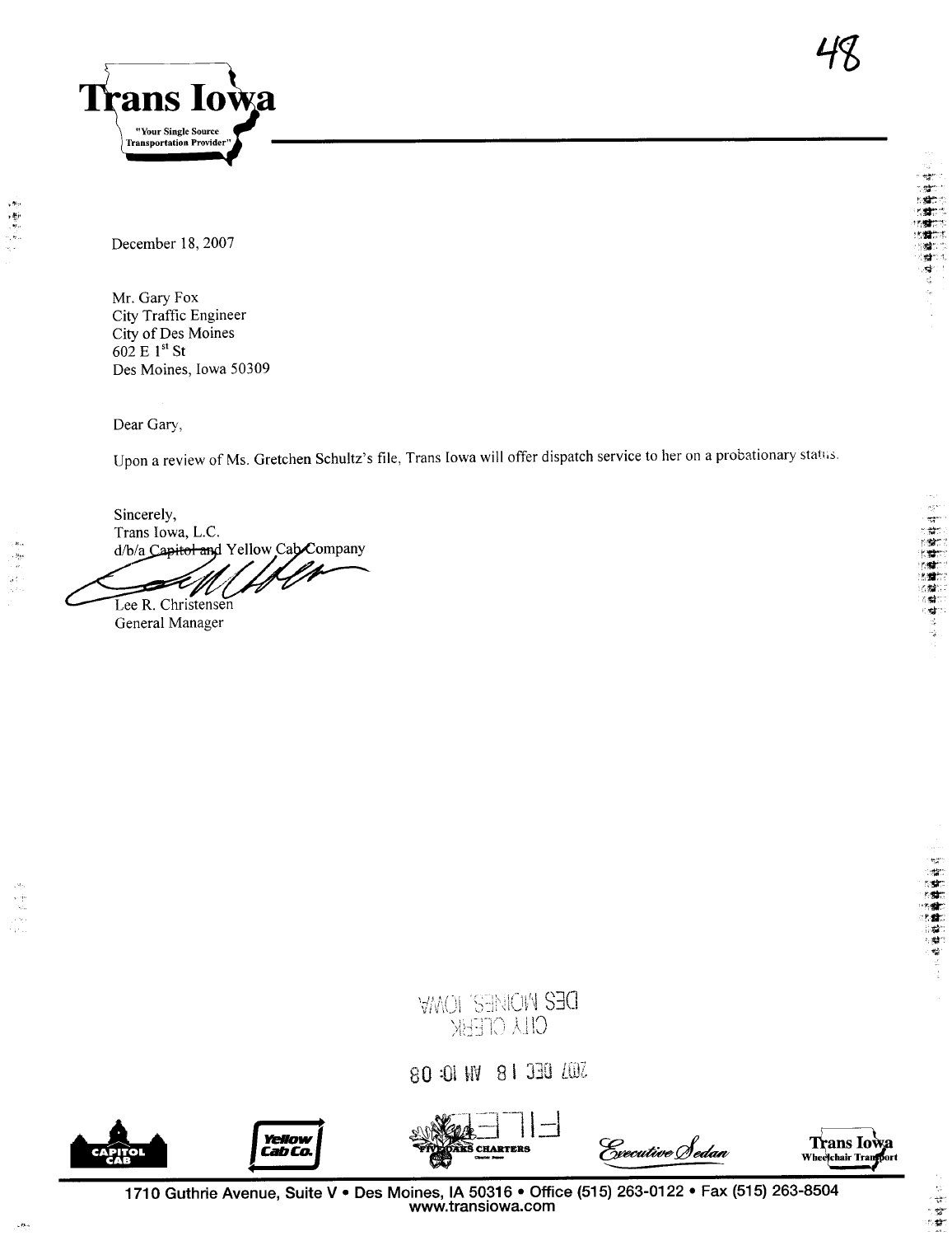48

**Trans Iowa**

"Your Single Source Transportation Provider"

December 18, 2007

Mr. Gary Fox
City Traffic Engineer
City of Des Moines
602 E 1st St
Des Moines, Iowa 50309

Dear Gary,

Upon a review of Ms. Gretchen Schultz's file, Trans Iowa will offer dispatch service to her on a probationary status.

Sincerely,
Trans Iowa, L.C.
d/b/a ~~Capitol and~~ Yellow Cab Company

Lee R. Christensen
General Manager

2007 DEC 18 AM 10:08

CITY CLERK
DES MOINES, IOWA

FILED

CAPITOL CAB · Yellow Cab Co. · FIVE OAKS CHARTERS · Executive Sedan · Trans Iowa Wheelchair Transport

1710 Guthrie Avenue, Suite V • Des Moines, IA 50316 • Office (515) 263-0122 • Fax (515) 263-8504
www.transiowa.com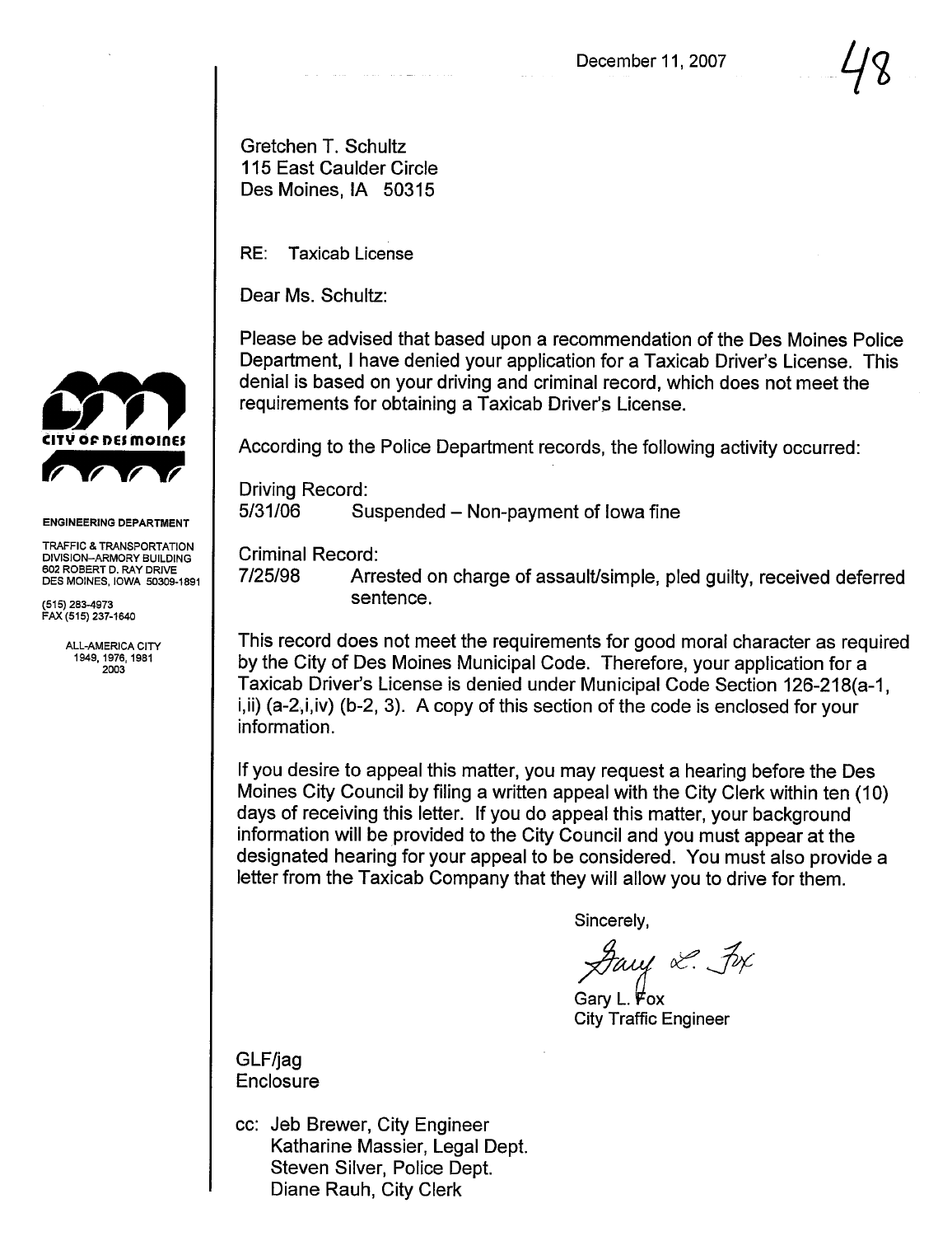December 11, 2007

48

Gretchen T. Schultz
115 East Caulder Circle
Des Moines, IA 50315

RE: Taxicab License

Dear Ms. Schultz:

Please be advised that based upon a recommendation of the Des Moines Police Department, I have denied your application for a Taxicab Driver's License. This denial is based on your driving and criminal record, which does not meet the requirements for obtaining a Taxicab Driver's License.

According to the Police Department records, the following activity occurred:

Driving Record:
5/31/06 Suspended – Non-payment of Iowa fine

Criminal Record:
7/25/98 Arrested on charge of assault/simple, pled guilty, received deferred sentence.

This record does not meet the requirements for good moral character as required by the City of Des Moines Municipal Code. Therefore, your application for a Taxicab Driver's License is denied under Municipal Code Section 126-218(a-1, i,ii) (a-2,i,iv) (b-2, 3). A copy of this section of the code is enclosed for your information.

If you desire to appeal this matter, you may request a hearing before the Des Moines City Council by filing a written appeal with the City Clerk within ten (10) days of receiving this letter. If you do appeal this matter, your background information will be provided to the City Council and you must appear at the designated hearing for your appeal to be considered. You must also provide a letter from the Taxicab Company that they will allow you to drive for them.

Sincerely,

Gary L. Fox
City Traffic Engineer

GLF/jag
Enclosure

cc: Jeb Brewer, City Engineer
Katharine Massier, Legal Dept.
Steven Silver, Police Dept.
Diane Rauh, City Clerk

CITY OF DES MOINES

ENGINEERING DEPARTMENT

TRAFFIC & TRANSPORTATION DIVISION–ARMORY BUILDING
602 ROBERT D. RAY DRIVE
DES MOINES, IOWA 50309-1891

(515) 283-4973
FAX (515) 237-1640

ALL-AMERICA CITY
1949, 1976, 1981
2003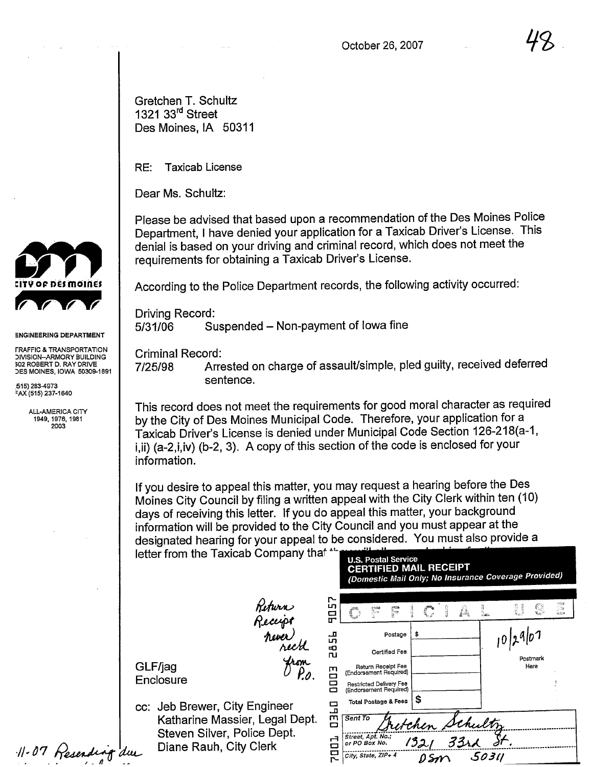October 26, 2007

48

Gretchen T. Schultz
1321 33rd Street
Des Moines, IA 50311

RE: Taxicab License

Dear Ms. Schultz:

Please be advised that based upon a recommendation of the Des Moines Police Department, I have denied your application for a Taxicab Driver's License. This denial is based on your driving and criminal record, which does not meet the requirements for obtaining a Taxicab Driver's License.

According to the Police Department records, the following activity occurred:

Driving Record:
5/31/06 Suspended – Non-payment of Iowa fine

Criminal Record:
7/25/98 Arrested on charge of assault/simple, pled guilty, received deferred sentence.

This record does not meet the requirements for good moral character as required by the City of Des Moines Municipal Code. Therefore, your application for a Taxicab Driver's License is denied under Municipal Code Section 126-218(a-1, i,ii) (a-2,i,iv) (b-2, 3). A copy of this section of the code is enclosed for your information.

If you desire to appeal this matter, you may request a hearing before the Des Moines City Council by filing a written appeal with the City Clerk within ten (10) days of receiving this letter. If you do appeal this matter, your background information will be provided to the City Council and you must appear at the designated hearing for your appeal to be considered. You must also provide a letter from the Taxicab Company that ...

CITY OF DES MOINES
ENGINEERING DEPARTMENT
TRAFFIC & TRANSPORTATION DIVISION–ARMORY BUILDING
602 ROBERT D. RAY DRIVE
DES MOINES, IOWA 50309-1891
(515) 283-4973
FAX (515) 237-1640
ALL-AMERICA CITY
1949, 1976, 1981
2003

GLF/jag
Enclosure

cc: Jeb Brewer, City Engineer
Katharine Massier, Legal Dept.
Steven Silver, Police Dept.
Diane Rauh, City Clerk

*Return Receipt never rec'd from P.O.*

*11-07 Resending due*

U.S. Postal Service
CERTIFIED MAIL RECEIPT
(Domestic Mail Only; No Insurance Coverage Provided)

OFFICIAL USE

| | |
|---|---|
| Postage | $ |
| Certified Fee | |
| Return Receipt Fee (Endorsement Required) | |
| Restricted Delivery Fee (Endorsement Required) | |
| Total Postage & Fees | $ |

Postmark Here: *10/29/07*

7001 0360 0003 2856 9057

Sent To: *Gretchen Schultz*
Street, Apt. No.; or PO Box No.: *1321 33rd St.*
City, State, ZIP+4: *DSM 50311*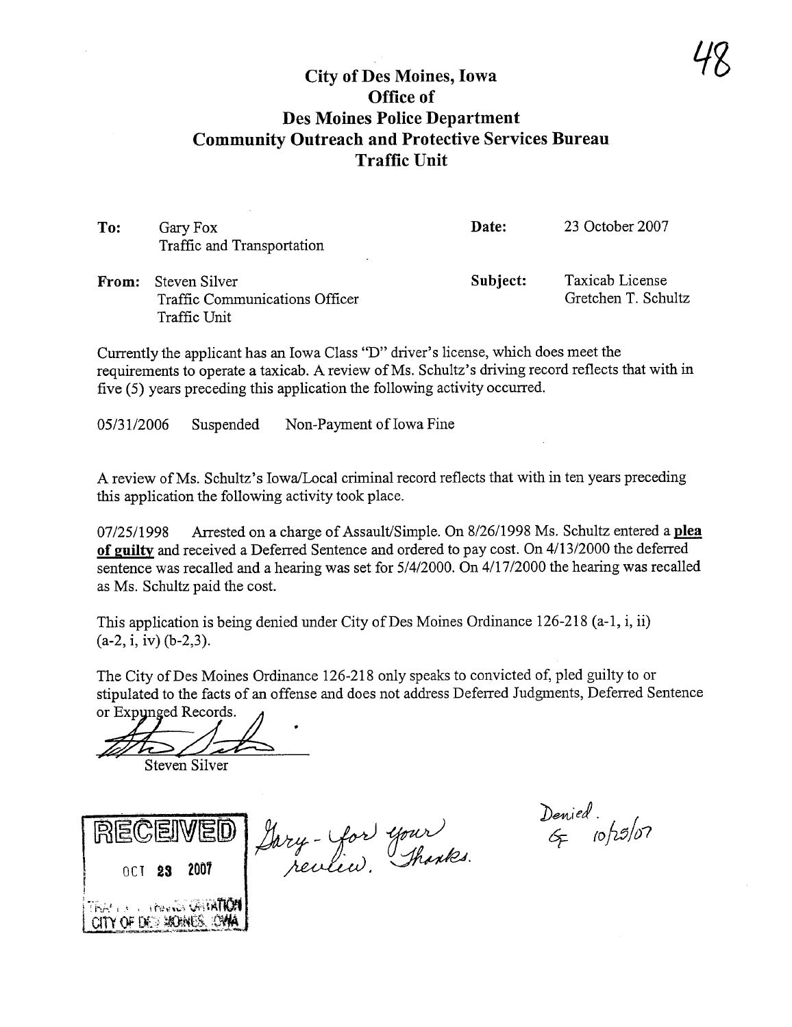# City of Des Moines, Iowa
## Office of
## Des Moines Police Department
## Community Outreach and Protective Services Bureau
## Traffic Unit

| | | | |
|---|---|---|---|
| **To:** | Gary Fox<br>Traffic and Transportation | **Date:** | 23 October 2007 |
| **From:** | Steven Silver<br>Traffic Communications Officer<br>Traffic Unit | **Subject:** | Taxicab License<br>Gretchen T. Schultz |

Currently the applicant has an Iowa Class "D" driver's license, which does meet the requirements to operate a taxicab. A review of Ms. Schultz's driving record reflects that with in five (5) years preceding this application the following activity occurred.

05/31/2006 Suspended Non-Payment of Iowa Fine

A review of Ms. Schultz's Iowa/Local criminal record reflects that with in ten years preceding this application the following activity took place.

07/25/1998 Arrested on a charge of Assault/Simple. On 8/26/1998 Ms. Schultz entered a **plea of guilty** and received a Deferred Sentence and ordered to pay cost. On 4/13/2000 the deferred sentence was recalled and a hearing was set for 5/4/2000. On 4/17/2000 the hearing was recalled as Ms. Schultz paid the cost.

This application is being denied under City of Des Moines Ordinance 126-218 (a-1, i, ii) (a-2, i, iv) (b-2,3).

The City of Des Moines Ordinance 126-218 only speaks to convicted of, pled guilty to or stipulated to the facts of an offense and does not address Deferred Judgments, Deferred Sentence or Expunged Records.

Steven Silver

RECEIVED
OCT 23 2007
TRAFFIC & TRANSPORTATION
CITY OF DES MOINES, IOWA

Gary - for your review. Thanks.

Denied. GF 10/25/07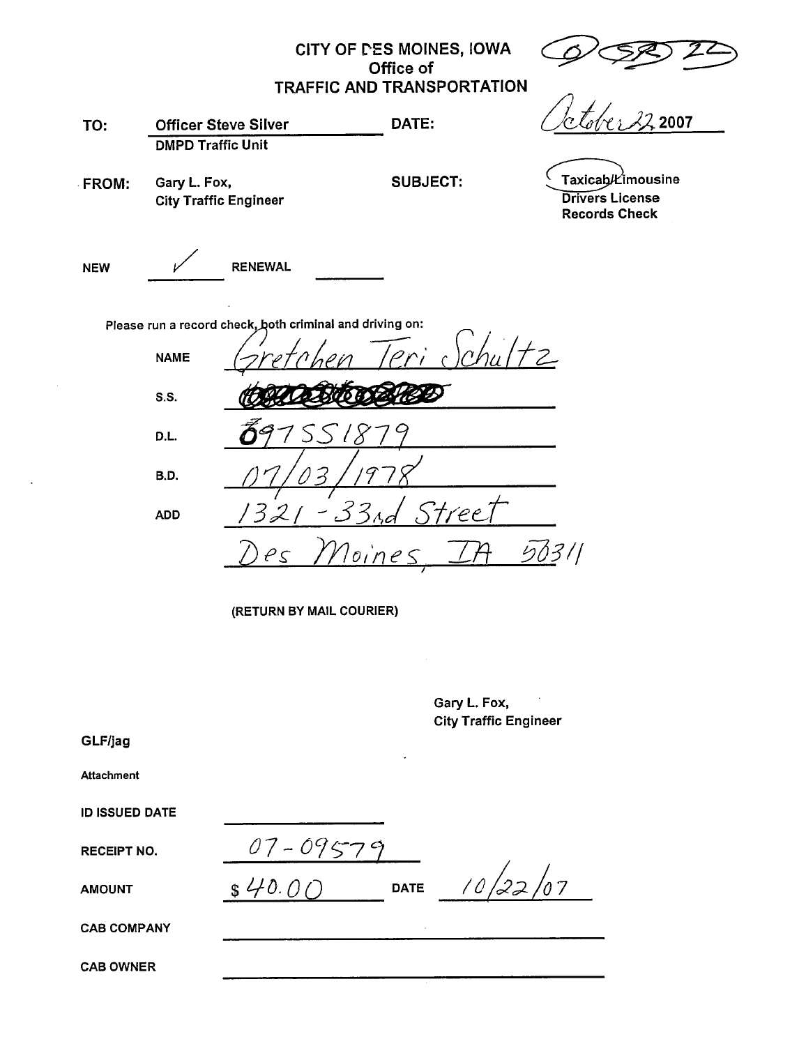CITY OF DES MOINES, IOWA
Office of
TRAFFIC AND TRANSPORTATION

(0 SR 22)

| | | | |
|---|---|---|---|
| **TO:** | Officer Steve Silver<br>DMPD Traffic Unit | **DATE:** | October 22, 2007 |
| **FROM:** | Gary L. Fox,<br>City Traffic Engineer | **SUBJECT:** | Taxicab/Limousine<br>Drivers License<br>Records Check |

NEW ✓ RENEWAL ______

Please run a record check, both criminal and driving on:

| | |
|---|---|
| NAME | Gretchen Teri Schultz |
| S.S. | [redacted] |
| D.L. | 697SS1879 |
| B.D. | 07/03/1978 |
| ADD | 1321 - 33rd Street<br>Des Moines, IA 50311 |

(RETURN BY MAIL COURIER)

Gary L. Fox,
City Traffic Engineer

GLF/jag

Attachment

| | | | |
|---|---|---|---|
| ID ISSUED DATE | | | |
| RECEIPT NO. | 07-09579 | | |
| AMOUNT | $ 40.00 | DATE | 10/22/07 |
| CAB COMPANY | | | |
| CAB OWNER | | | |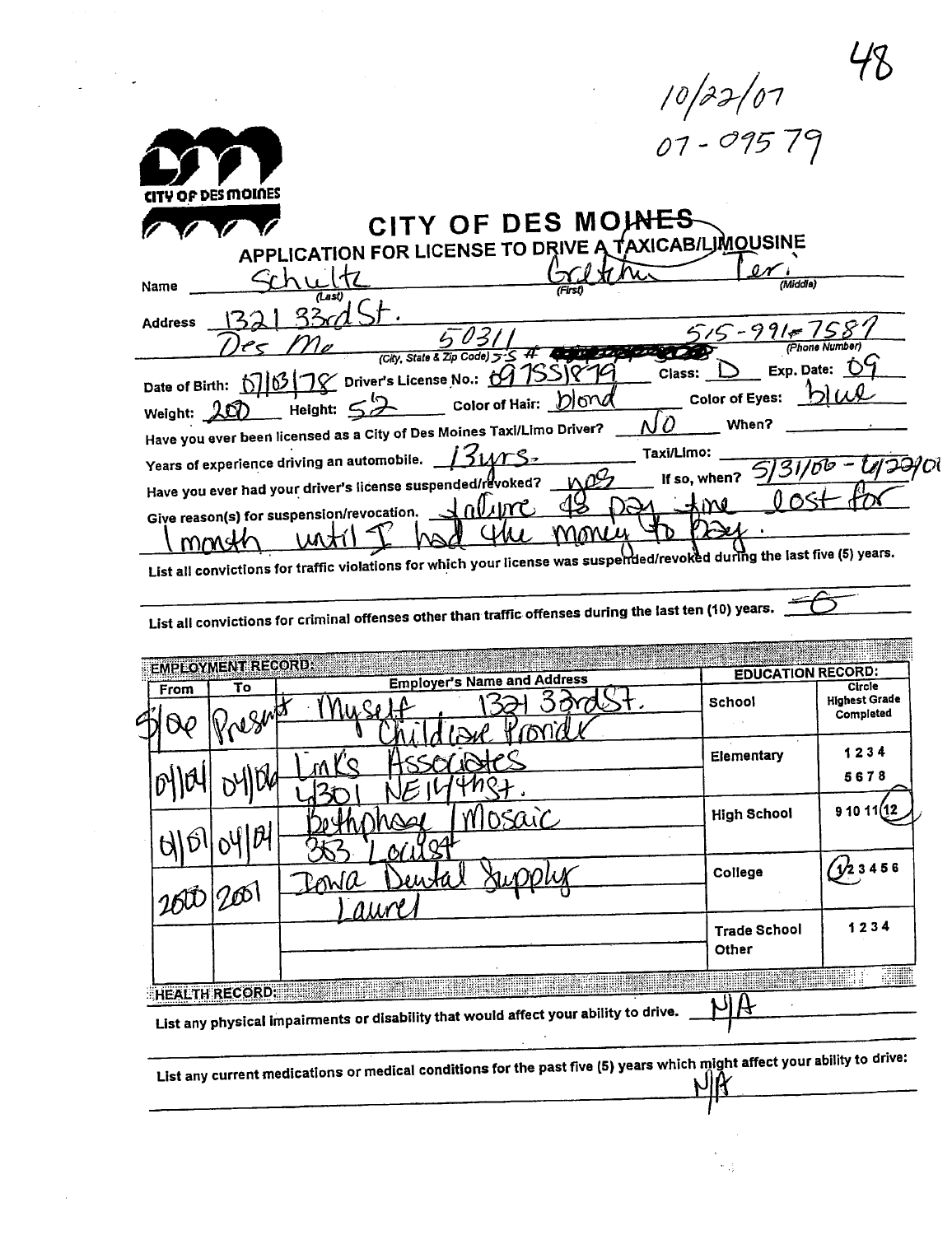10/22/07
07-09579

48

CITY OF DES MOINES

# CITY OF DES MOINES

## APPLICATION FOR LICENSE TO DRIVE A TAXICAB/LIMOUSINE

Name: Schultz (Last) Gretchen (First) Teri (Middle)

Address: 1321 33rd St.
Des Mo 50311 (City, State & Zip Code) 515 # 515-991-7587 (Phone Number)

Date of Birth: 07/03/78 Driver's License No.: 097SS1879 Class: D Exp. Date: 09

Weight: 200 Height: 5'2 Color of Hair: blond Color of Eyes: blue

Have you ever been licensed as a City of Des Moines Taxi/Limo Driver? NO When?

Years of experience driving an automobile. 13yrs. Taxi/Limo:

Have you ever had your driver's license suspended/revoked? yes If so, when? 5/31/06 - 6/29/06

Give reason(s) for suspension/revocation. failure to pay fine lost for 1 month until I had the money to pay.

List all convictions for traffic violations for which your license was suspended/revoked during the last five (5) years.

List all convictions for criminal offenses other than traffic offenses during the last ten (10) years. —

| EMPLOYMENT RECORD: | | | EDUCATION RECORD: | |
|---|---|---|---|---|
| From | To | Employer's Name and Address | School | Circle Highest Grade Completed |
| 5/06 | Present | Myself 1321 33rd St. Childcare Provider | | |
| 04/04 | 04/06 | Link's Associates 4301 NE 14th St. | Elementary | 1 2 3 4 5 6 7 8 |
| 04/01 | 04/04 | Bethphage / Mosaic 363 Locust | High School | 9 10 11 (12) |
| 2000 | 2001 | Iowa Dental Supply Laurel | College | (1/2) 3 4 5 6 |
| | | | Trade School Other | 1 2 3 4 |

HEALTH RECORD:

List any physical impairments or disability that would affect your ability to drive. N/A

List any current medications or medical conditions for the past five (5) years which might affect your ability to drive: N/A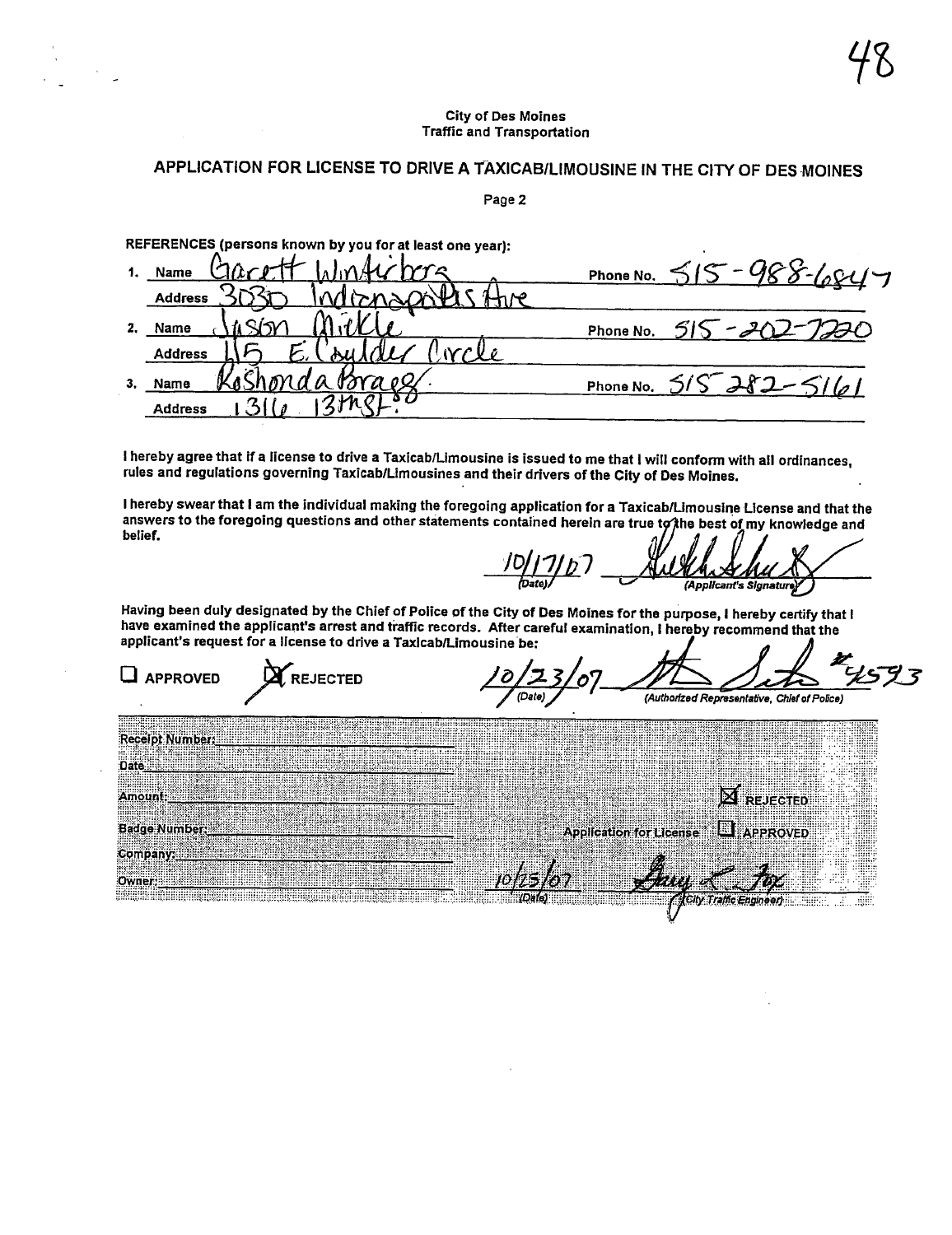City of Des Moines
Traffic and Transportation

## APPLICATION FOR LICENSE TO DRIVE A TAXICAB/LIMOUSINE IN THE CITY OF DES MOINES

Page 2

**REFERENCES (persons known by you for at least one year):**

1. Name Garett Winterbers — Phone No. 515-988-6847
   Address 3030 Indianapolis Ave
2. Name Jason Mickle — Phone No. 515-202-7220
   Address 115 E. Coulder Circle
3. Name KoShonda Bragg. — Phone No. 515 282-5161
   Address 1316 13th St.

**I hereby agree that if a license to drive a Taxicab/Limousine is issued to me that I will conform with all ordinances, rules and regulations governing Taxicab/Limousines and their drivers of the City of Des Moines.**

**I hereby swear that I am the individual making the foregoing application for a Taxicab/Limousine License and that the answers to the foregoing questions and other statements contained herein are true to the best of my knowledge and belief.**

10/17/07 (Date) — [signature] (Applicant's Signature)

**Having been duly designated by the Chief of Police of the City of Des Moines for the purpose, I hereby certify that I have examined the applicant's arrest and traffic records. After careful examination, I hereby recommend that the applicant's request for a license to drive a Taxicab/Limousine be:**

☐ APPROVED ☒ REJECTED

10/23/07 (Date) — [signature] #4593 (Authorized Representative, Chief of Police)

Receipt Number:
Date:
Amount:
Badge Number:
Company:
Owner:

Application for License ☒ REJECTED ☐ APPROVED

10/25/07 (Date) — Gary L Fox (City Traffic Engineer)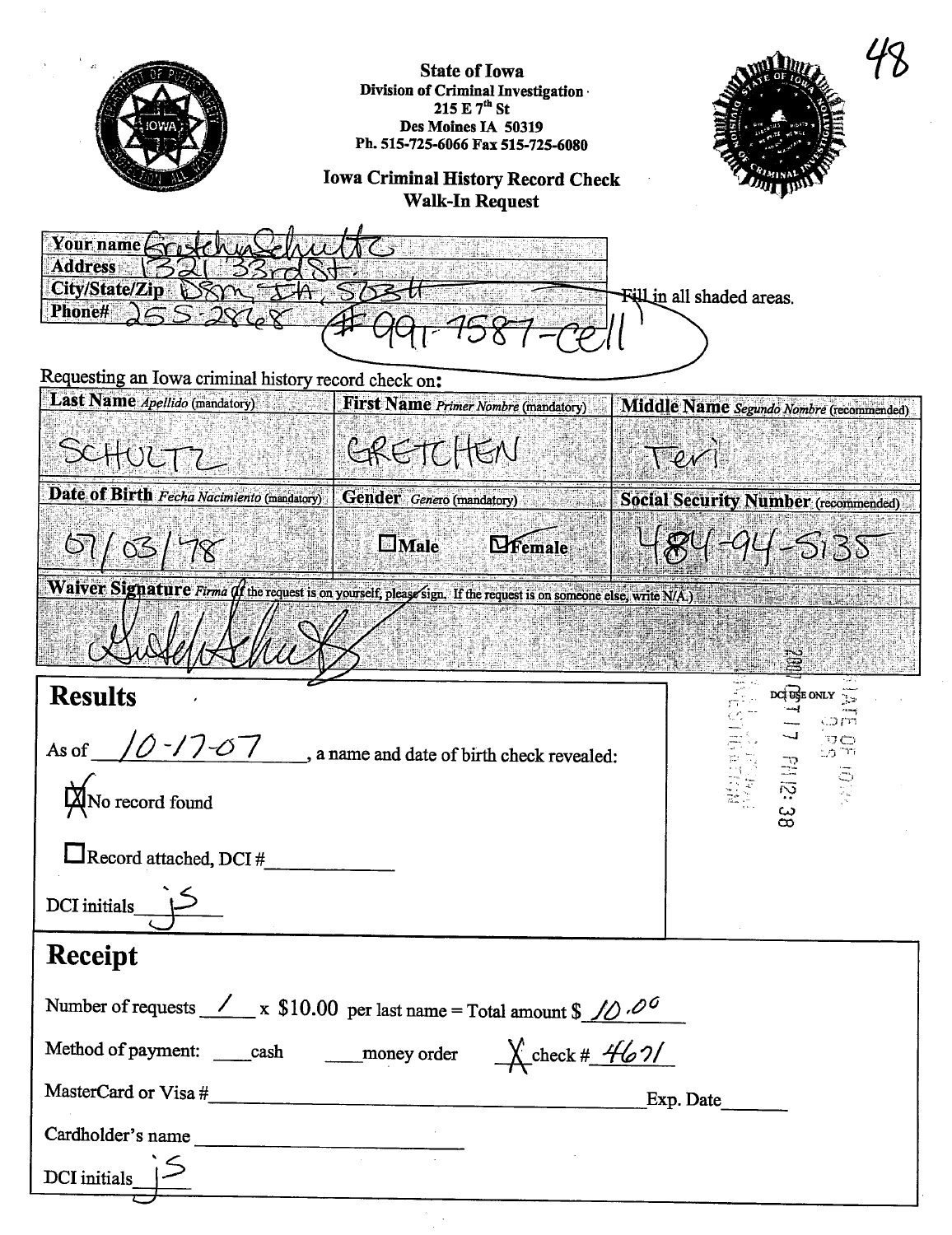48

**State of Iowa**
**Division of Criminal Investigation**
**215 E 7th St**
**Des Moines IA 50319**
**Ph. 515-725-6066 Fax 515-725-6080**

## Iowa Criminal History Record Check
## Walk-In Request

| | |
|---|---|
| **Your name** | Gretchen Schultz |
| **Address** | 1321 33rd St. |
| **City/State/Zip** | Dsm, IA, 50311 |
| **Phone#** | 255-2868 #991-7587-cell |

Fill in all shaded areas.

Requesting an Iowa criminal history record check on:

| **Last Name** *Apellido* (mandatory) | **First Name** *Primer Nombre* (mandatory) | **Middle Name** *Segundo Nombre* (recommended) |
|---|---|---|
| SCHULTZ | GRETCHEN | Teri |
| **Date of Birth** *Fecha Nacimiento* (mandatory) | **Gender** *Genero* (mandatory) | **Social Security Number** (recommended) |
| 07/03/78 | ☐ Male ☑ Female | 484-94-5135 |

**Waiver Signature** *Firma* (If the request is on yourself, please sign. If the request is on someone else, write N/A.)

[Signature]

DCI USE ONLY
2007 OCT 17 PM 12:38

## Results

As of 10-17-07, a name and date of birth check revealed:

☒ No record found

☐ Record attached, DCI #\_\_\_\_\_\_\_\_

DCI initials js

## Receipt

Number of requests 1 x $10.00 per last name = Total amount $ 10.00

Method of payment: \_\_\_\_ cash \_\_\_\_ money order X check # 4671

MasterCard or Visa #\_\_\_\_\_\_\_\_\_\_\_\_\_\_\_\_ Exp. Date\_\_\_\_\_\_

Cardholder's name \_\_\_\_\_\_\_\_\_\_\_\_\_\_\_\_

DCI initials js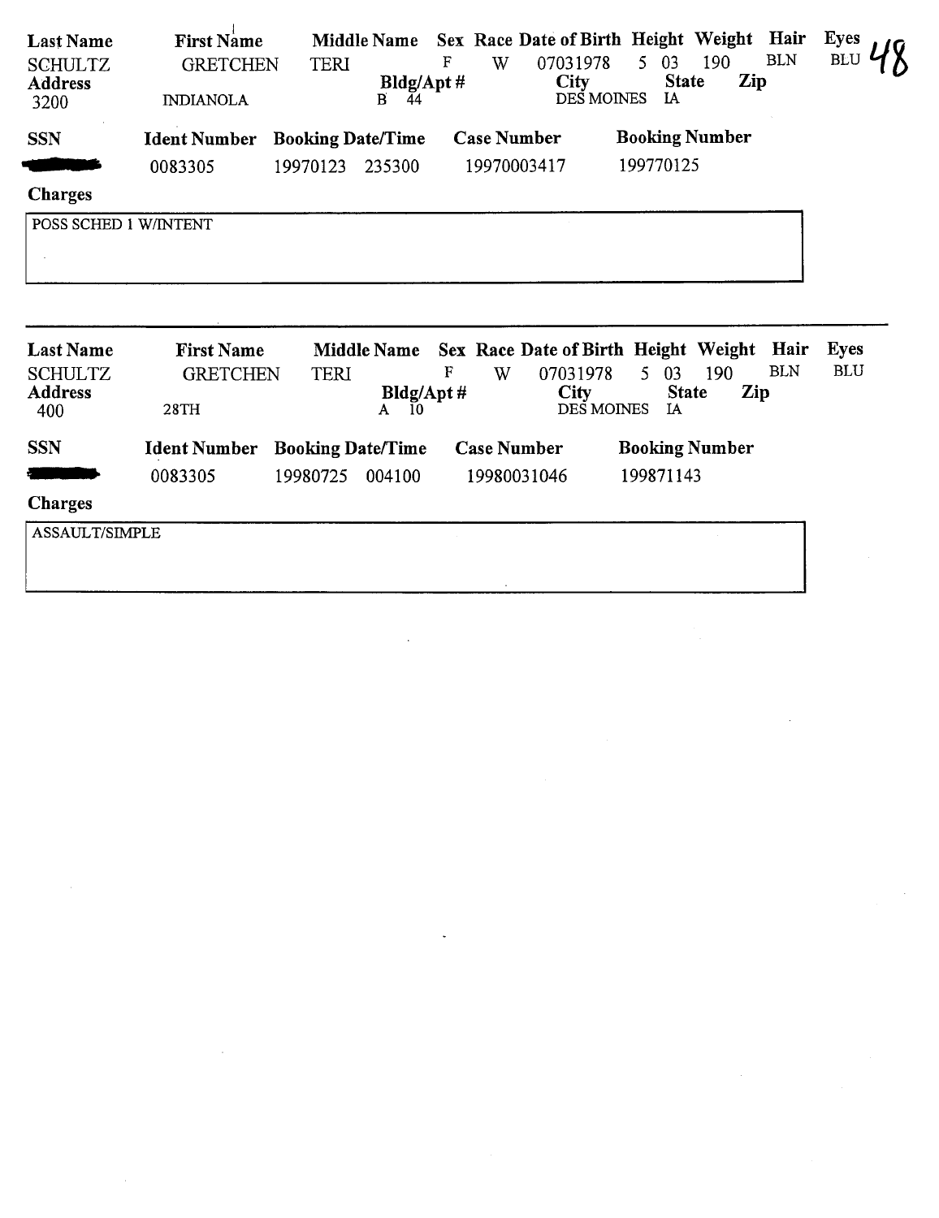| Last Name | First Name | Middle Name | Sex | Race | Date of Birth | Height | Weight | Hair | Eyes |
|---|---|---|---|---|---|---|---|---|---|
| SCHULTZ | GRETCHEN | TERI | F | W | 07031978 | 5 03 | 190 | BLN | BLU |

48

| Address | | Bldg/Apt # | City | State | Zip |
|---|---|---|---|---|---|
| 3200 | INDIANOLA | B 44 | DES MOINES | IA | |

| SSN | Ident Number | Booking Date/Time | Case Number | Booking Number |
|---|---|---|---|---|
| [redacted] | 0083305 | 19970123 235300 | 19970003417 | 199770125 |

**Charges**

POSS SCHED 1 W/INTENT

---

| Last Name | First Name | Middle Name | Sex | Race | Date of Birth | Height | Weight | Hair | Eyes |
|---|---|---|---|---|---|---|---|---|---|
| SCHULTZ | GRETCHEN | TERI | F | W | 07031978 | 5 03 | 190 | BLN | BLU |

| Address | | Bldg/Apt # | City | State | Zip |
|---|---|---|---|---|---|
| 400 | 28TH | A 10 | DES MOINES | IA | |

| SSN | Ident Number | Booking Date/Time | Case Number | Booking Number |
|---|---|---|---|---|
| [redacted] | 0083305 | 19980725 004100 | 19980031046 | 199871143 |

**Charges**

ASSAULT/SIMPLE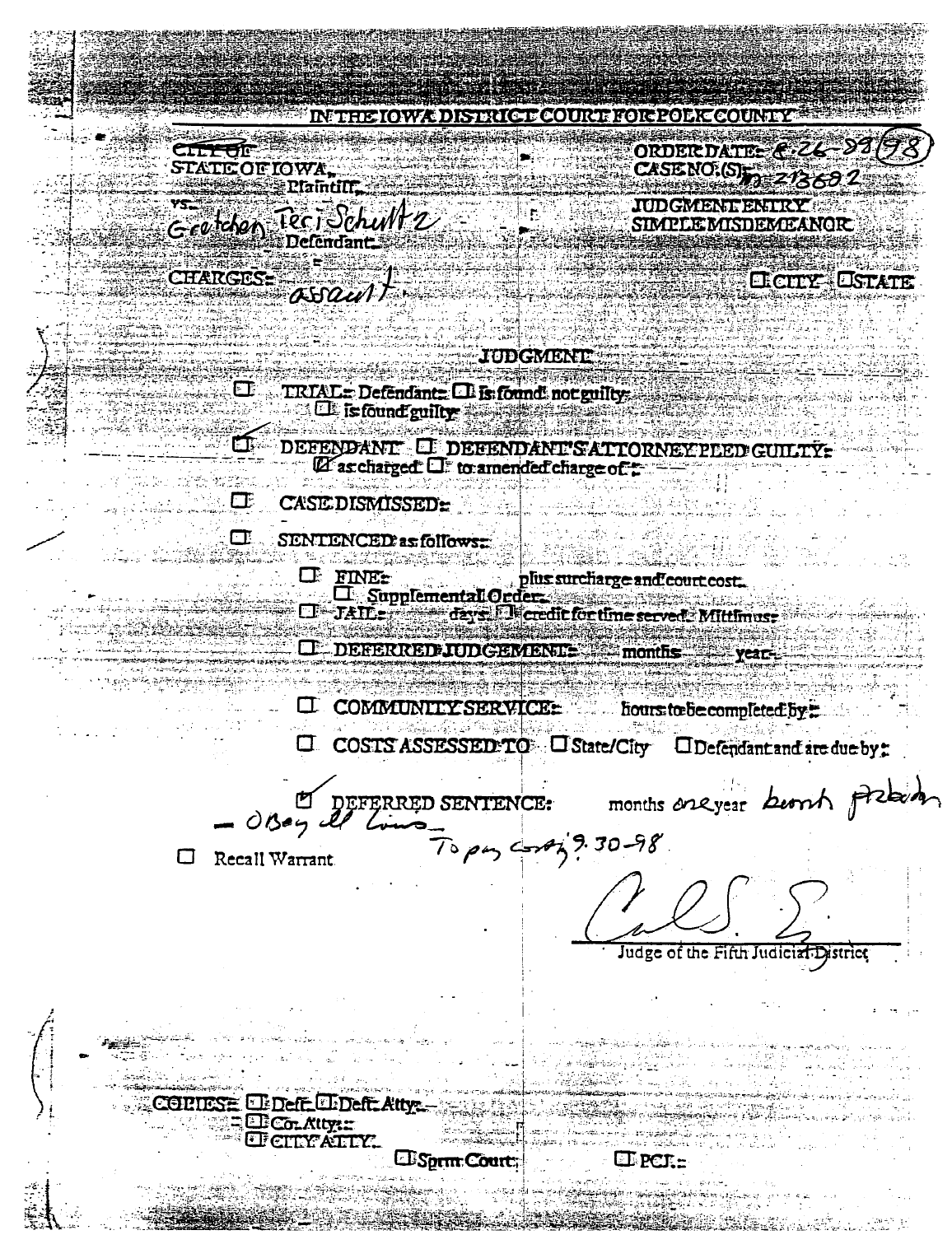IN THE IOWA DISTRICT COURT FOR POLK COUNTY

~~CITY OF~~
STATE OF IOWA,
Plaintiff,

vs.

Gretchen Teri Schultz
Defendant.

ORDER DATE: 8-26-98 (98)
CASE NO.(S): 213692

JUDGMENT ENTRY
SIMPLE MISDEMEANOR

CHARGES: assault

☐ CITY ☐ STATE

## JUDGMENT

☐ TRIAL: Defendant: ☐ is found not guilty.
☐ is found guilty.

☑ DEFENDANT ☐ DEFENDANT'S ATTORNEY PLED GUILTY:
☑ as charged. ☐ to amended charge of:

☐ CASE DISMISSED:

☐ SENTENCED as follows:

☐ FINE: plus surcharge and court cost.
☐ Supplemental Order.
☐ JAIL: days. ☐ credit for time served. Mittimus:

☐ DEFERRED JUDGEMENT: months year.

☐ COMMUNITY SERVICE: hours to be completed by:

☐ COSTS ASSESSED TO ☐ State/City ☐ Defendant and are due by:

☑ DEFERRED SENTENCE: months one year bench probation

– Obey all laws

To pay costs 9-30-98

☐ Recall Warrant

Judge of the Fifth Judicial District

COPIES: ☐ Deft. ☐ Deft. Atty.
☐ Co. Atty.
☐ CITY ATTY.
☐ Sprm Court ☐ PCJ.